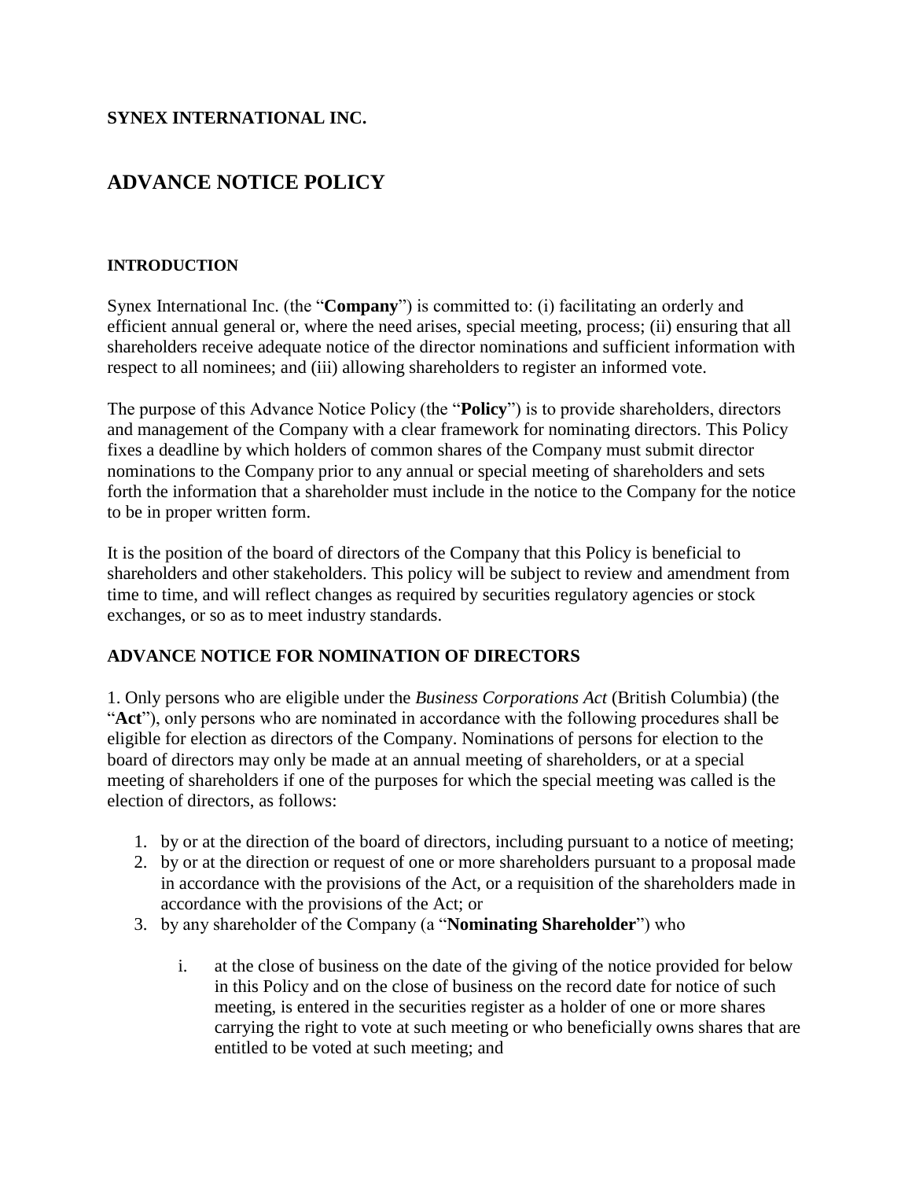**SYNEX INTERNATIONAL INC.**

# ADVANCE NOTICE POLICY

### INTRODUCTION

Synex International Inc. (the "**Company**") is committed to: (i) facilitating an orderly and efficient annual general or, where the need arises, special meeting, process; (ii) ensuring that all shareholders receive adequate notice of the director nominations and sufficient information with respect to all nominees; and (iii) allowing shareholders to register an informed vote.

The purpose of this Advance Notice Policy (the "**Policy**") is to provide shareholders, directors and management of the Company with a clear framework for nominating directors. This Policy fixes a deadline by which holders of common shares of the Company must submit director nominations to the Company prior to any annual or special meeting of shareholders and sets forth the information that a shareholder must include in the notice to the Company for the notice to be in proper written form.

It is the position of the board of directors of the Company that this Policy is beneficial to shareholders and other stakeholders. This policy will be subject to review and amendment from time to time, and will reflect changes as required by securities regulatory agencies or stock exchanges, or so as to meet industry standards.

## ADVANCE NOTICE FOR NOMINATION OF DIRECTORS

1. Only persons who are eligible under the *Business Corporations Act* (British Columbia) (the "**Act**"), only persons who are nominated in accordance with the following procedures shall be eligible for election as directors of the Company. Nominations of persons for election to the board of directors may only be made at an annual meeting of shareholders, or at a special meeting of shareholders if one of the purposes for which the special meeting was called is the election of directors, as follows:

1. by or at the direction of the board of directors, including pursuant to a notice of meeting;
2. by or at the direction or request of one or more shareholders pursuant to a proposal made in accordance with the provisions of the Act, or a requisition of the shareholders made in accordance with the provisions of the Act; or
3. by any shareholder of the Company (a "**Nominating Shareholder**") who

   i. at the close of business on the date of the giving of the notice provided for below in this Policy and on the close of business on the record date for notice of such meeting, is entered in the securities register as a holder of one or more shares carrying the right to vote at such meeting or who beneficially owns shares that are entitled to be voted at such meeting; and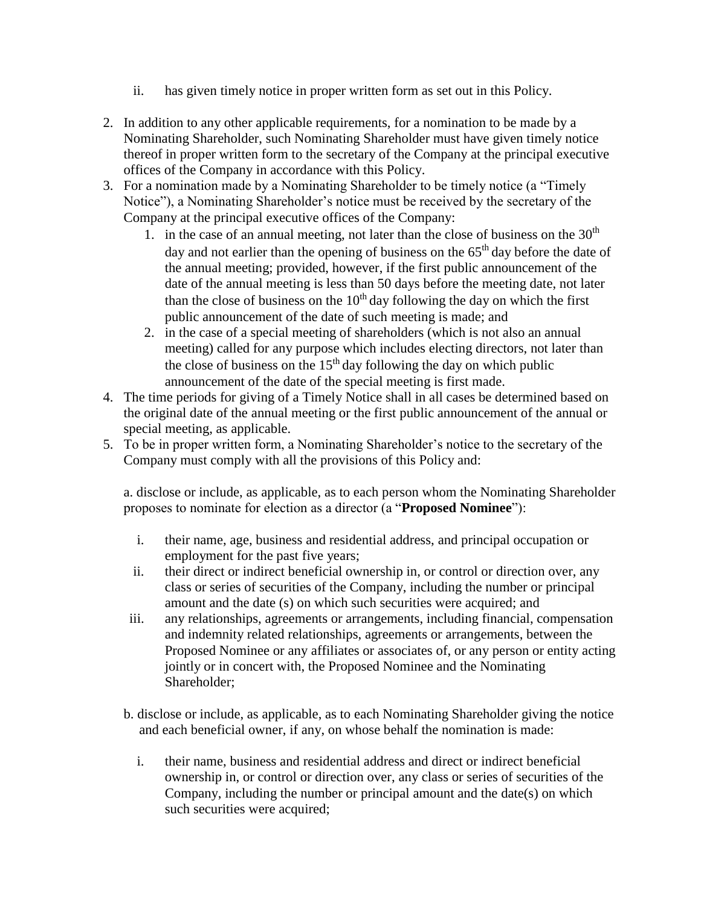ii. has given timely notice in proper written form as set out in this Policy.

2. In addition to any other applicable requirements, for a nomination to be made by a Nominating Shareholder, such Nominating Shareholder must have given timely notice thereof in proper written form to the secretary of the Company at the principal executive offices of the Company in accordance with this Policy.
3. For a nomination made by a Nominating Shareholder to be timely notice (a "Timely Notice"), a Nominating Shareholder's notice must be received by the secretary of the Company at the principal executive offices of the Company:
   1. in the case of an annual meeting, not later than the close of business on the 30th day and not earlier than the opening of business on the 65th day before the date of the annual meeting; provided, however, if the first public announcement of the date of the annual meeting is less than 50 days before the meeting date, not later than the close of business on the 10th day following the day on which the first public announcement of the date of such meeting is made; and
   2. in the case of a special meeting of shareholders (which is not also an annual meeting) called for any purpose which includes electing directors, not later than the close of business on the 15th day following the day on which public announcement of the date of the special meeting is first made.
4. The time periods for giving of a Timely Notice shall in all cases be determined based on the original date of the annual meeting or the first public announcement of the annual or special meeting, as applicable.
5. To be in proper written form, a Nominating Shareholder's notice to the secretary of the Company must comply with all the provisions of this Policy and:

   a. disclose or include, as applicable, as to each person whom the Nominating Shareholder proposes to nominate for election as a director (a "**Proposed Nominee**"):

      i. their name, age, business and residential address, and principal occupation or employment for the past five years;
      ii. their direct or indirect beneficial ownership in, or control or direction over, any class or series of securities of the Company, including the number or principal amount and the date (s) on which such securities were acquired; and
      iii. any relationships, agreements or arrangements, including financial, compensation and indemnity related relationships, agreements or arrangements, between the Proposed Nominee or any affiliates or associates of, or any person or entity acting jointly or in concert with, the Proposed Nominee and the Nominating Shareholder;

   b. disclose or include, as applicable, as to each Nominating Shareholder giving the notice and each beneficial owner, if any, on whose behalf the nomination is made:

      i. their name, business and residential address and direct or indirect beneficial ownership in, or control or direction over, any class or series of securities of the Company, including the number or principal amount and the date(s) on which such securities were acquired;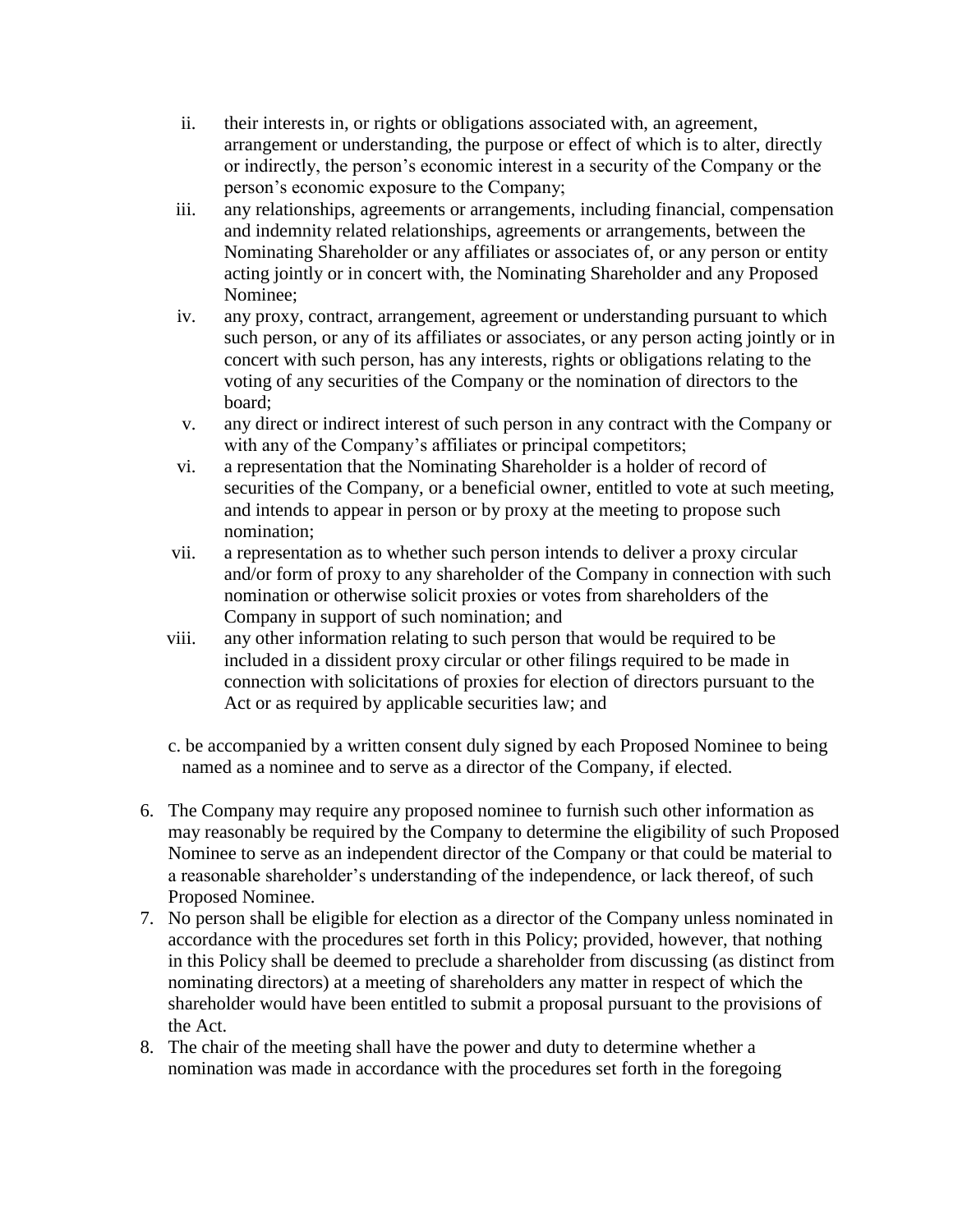ii. their interests in, or rights or obligations associated with, an agreement, arrangement or understanding, the purpose or effect of which is to alter, directly or indirectly, the person's economic interest in a security of the Company or the person's economic exposure to the Company;

iii. any relationships, agreements or arrangements, including financial, compensation and indemnity related relationships, agreements or arrangements, between the Nominating Shareholder or any affiliates or associates of, or any person or entity acting jointly or in concert with, the Nominating Shareholder and any Proposed Nominee;

iv. any proxy, contract, arrangement, agreement or understanding pursuant to which such person, or any of its affiliates or associates, or any person acting jointly or in concert with such person, has any interests, rights or obligations relating to the voting of any securities of the Company or the nomination of directors to the board;

v. any direct or indirect interest of such person in any contract with the Company or with any of the Company's affiliates or principal competitors;

vi. a representation that the Nominating Shareholder is a holder of record of securities of the Company, or a beneficial owner, entitled to vote at such meeting, and intends to appear in person or by proxy at the meeting to propose such nomination;

vii. a representation as to whether such person intends to deliver a proxy circular and/or form of proxy to any shareholder of the Company in connection with such nomination or otherwise solicit proxies or votes from shareholders of the Company in support of such nomination; and

viii. any other information relating to such person that would be required to be included in a dissident proxy circular or other filings required to be made in connection with solicitations of proxies for election of directors pursuant to the Act or as required by applicable securities law; and

c. be accompanied by a written consent duly signed by each Proposed Nominee to being named as a nominee and to serve as a director of the Company, if elected.

6. The Company may require any proposed nominee to furnish such other information as may reasonably be required by the Company to determine the eligibility of such Proposed Nominee to serve as an independent director of the Company or that could be material to a reasonable shareholder's understanding of the independence, or lack thereof, of such Proposed Nominee.
7. No person shall be eligible for election as a director of the Company unless nominated in accordance with the procedures set forth in this Policy; provided, however, that nothing in this Policy shall be deemed to preclude a shareholder from discussing (as distinct from nominating directors) at a meeting of shareholders any matter in respect of which the shareholder would have been entitled to submit a proposal pursuant to the provisions of the Act.
8. The chair of the meeting shall have the power and duty to determine whether a nomination was made in accordance with the procedures set forth in the foregoing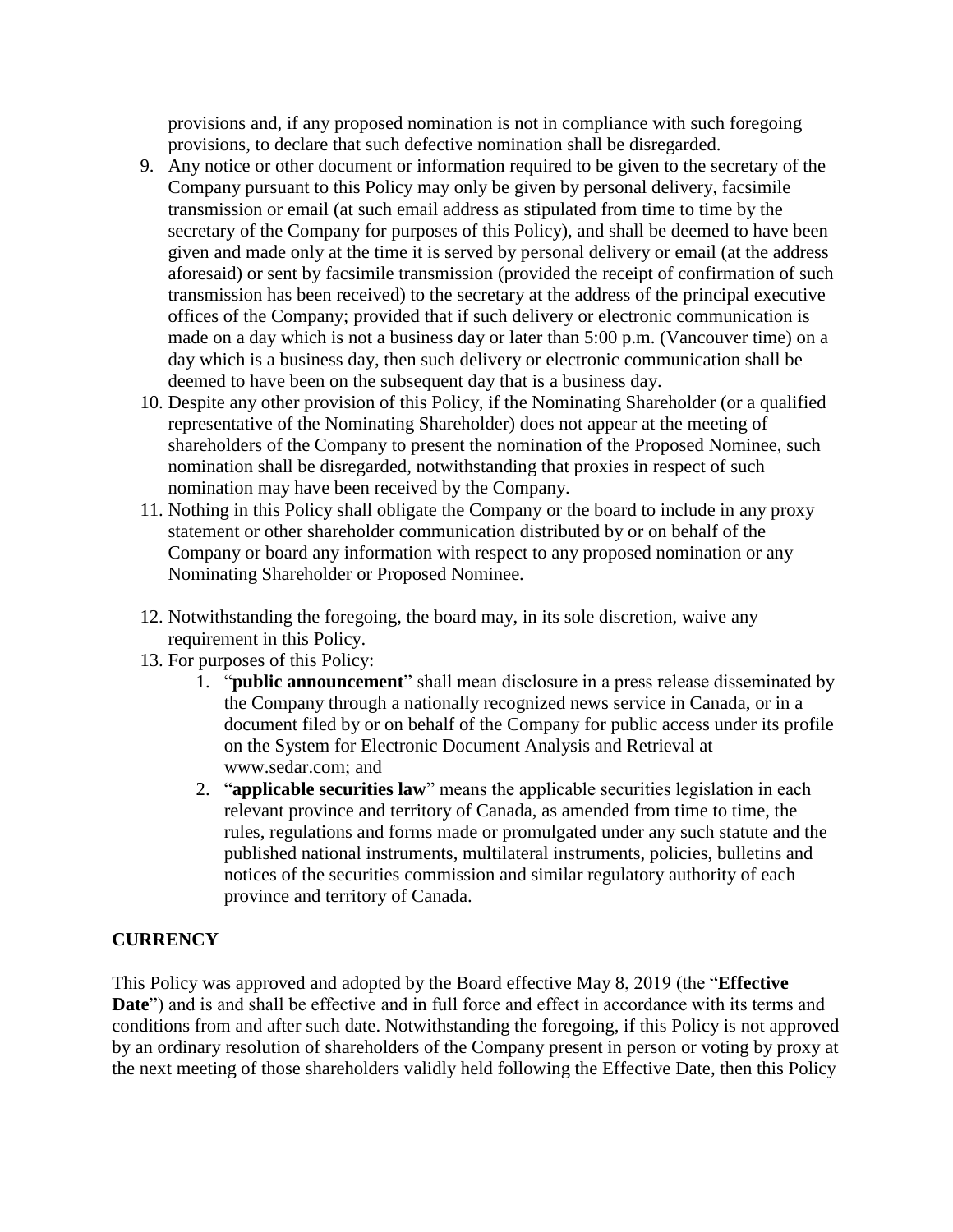provisions and, if any proposed nomination is not in compliance with such foregoing provisions, to declare that such defective nomination shall be disregarded.

9. Any notice or other document or information required to be given to the secretary of the Company pursuant to this Policy may only be given by personal delivery, facsimile transmission or email (at such email address as stipulated from time to time by the secretary of the Company for purposes of this Policy), and shall be deemed to have been given and made only at the time it is served by personal delivery or email (at the address aforesaid) or sent by facsimile transmission (provided the receipt of confirmation of such transmission has been received) to the secretary at the address of the principal executive offices of the Company; provided that if such delivery or electronic communication is made on a day which is not a business day or later than 5:00 p.m. (Vancouver time) on a day which is a business day, then such delivery or electronic communication shall be deemed to have been on the subsequent day that is a business day.
10. Despite any other provision of this Policy, if the Nominating Shareholder (or a qualified representative of the Nominating Shareholder) does not appear at the meeting of shareholders of the Company to present the nomination of the Proposed Nominee, such nomination shall be disregarded, notwithstanding that proxies in respect of such nomination may have been received by the Company.
11. Nothing in this Policy shall obligate the Company or the board to include in any proxy statement or other shareholder communication distributed by or on behalf of the Company or board any information with respect to any proposed nomination or any Nominating Shareholder or Proposed Nominee.
12. Notwithstanding the foregoing, the board may, in its sole discretion, waive any requirement in this Policy.
13. For purposes of this Policy:
    1. "**public announcement**" shall mean disclosure in a press release disseminated by the Company through a nationally recognized news service in Canada, or in a document filed by or on behalf of the Company for public access under its profile on the System for Electronic Document Analysis and Retrieval at www.sedar.com; and
    2. "**applicable securities law**" means the applicable securities legislation in each relevant province and territory of Canada, as amended from time to time, the rules, regulations and forms made or promulgated under any such statute and the published national instruments, multilateral instruments, policies, bulletins and notices of the securities commission and similar regulatory authority of each province and territory of Canada.

**CURRENCY**

This Policy was approved and adopted by the Board effective May 8, 2019 (the "**Effective Date**") and is and shall be effective and in full force and effect in accordance with its terms and conditions from and after such date. Notwithstanding the foregoing, if this Policy is not approved by an ordinary resolution of shareholders of the Company present in person or voting by proxy at the next meeting of those shareholders validly held following the Effective Date, then this Policy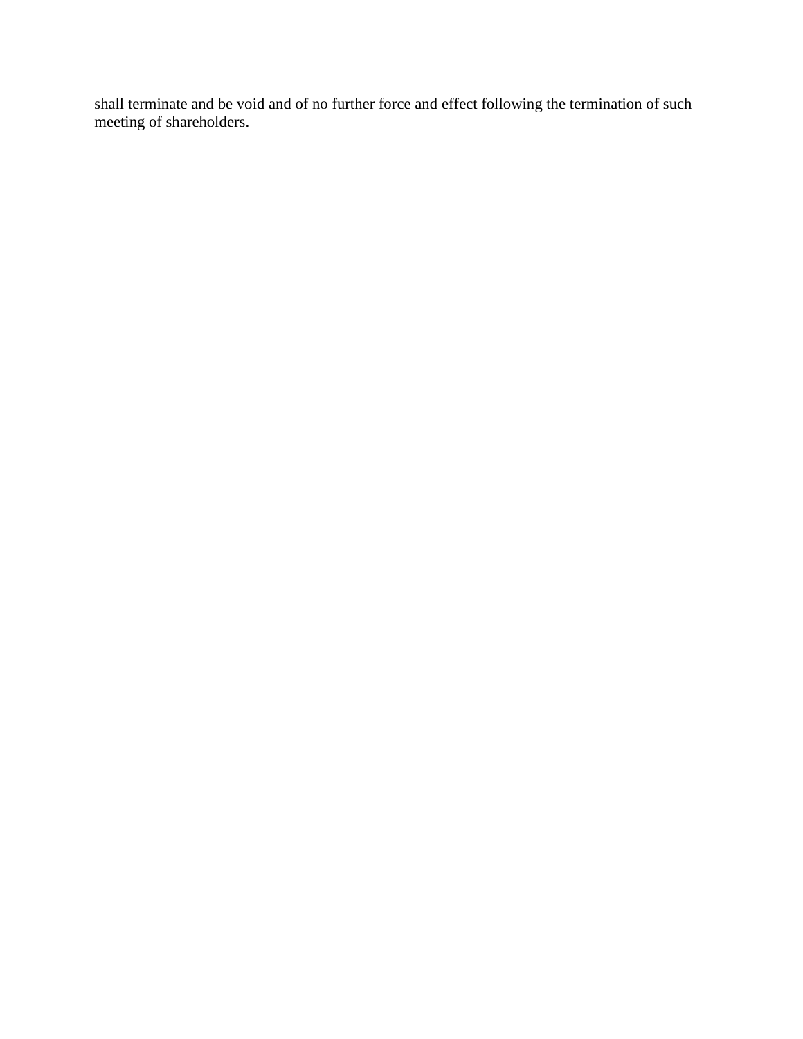shall terminate and be void and of no further force and effect following the termination of such meeting of shareholders.